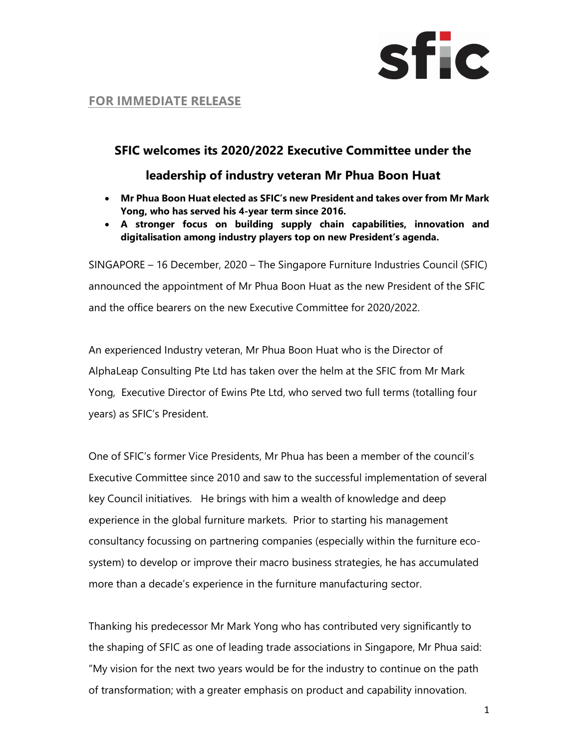**FOR IMMEDIATE RELEASE**

# SFIC welcomes its 2020/2022 Executive Committee under the leadership of industry veteran Mr Phua Boon Huat

- **Mr Phua Boon Huat elected as SFIC's new President and takes over from Mr Mark Yong, who has served his 4-year term since 2016.**
- **A stronger focus on building supply chain capabilities, innovation and digitalisation among industry players top on new President's agenda.**

SINGAPORE – 16 December, 2020 – The Singapore Furniture Industries Council (SFIC) announced the appointment of Mr Phua Boon Huat as the new President of the SFIC and the office bearers on the new Executive Committee for 2020/2022.

An experienced Industry veteran, Mr Phua Boon Huat who is the Director of AlphaLeap Consulting Pte Ltd has taken over the helm at the SFIC from Mr Mark Yong, Executive Director of Ewins Pte Ltd, who served two full terms (totalling four years) as SFIC's President.

One of SFIC's former Vice Presidents, Mr Phua has been a member of the council's Executive Committee since 2010 and saw to the successful implementation of several key Council initiatives. He brings with him a wealth of knowledge and deep experience in the global furniture markets. Prior to starting his management consultancy focussing on partnering companies (especially within the furniture eco-system) to develop or improve their macro business strategies, he has accumulated more than a decade's experience in the furniture manufacturing sector.

Thanking his predecessor Mr Mark Yong who has contributed very significantly to the shaping of SFIC as one of leading trade associations in Singapore, Mr Phua said: "My vision for the next two years would be for the industry to continue on the path of transformation; with a greater emphasis on product and capability innovation.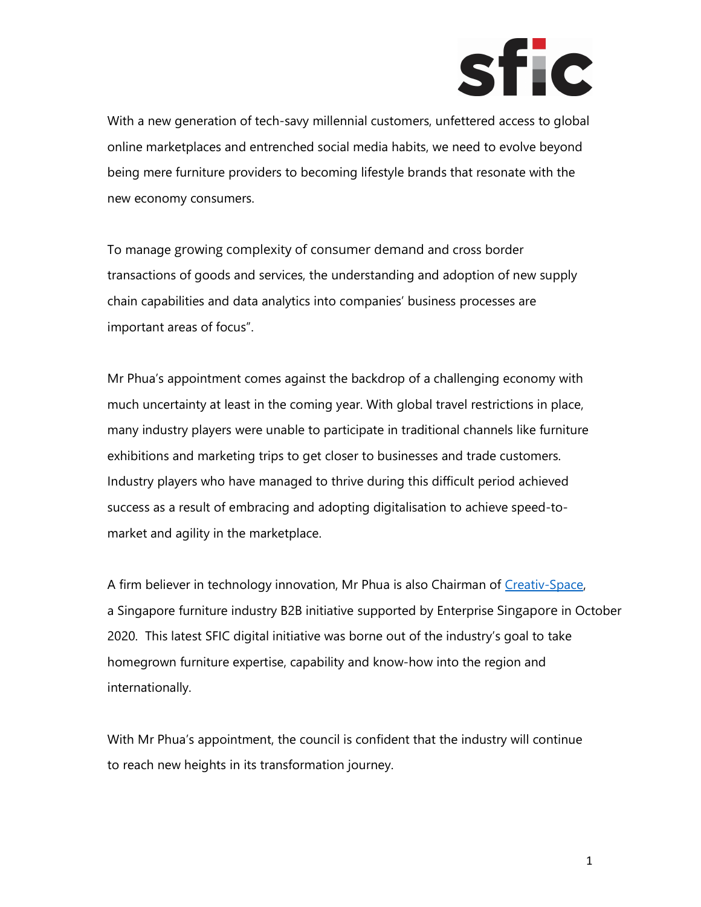With a new generation of tech-savy millennial customers, unfettered access to global online marketplaces and entrenched social media habits, we need to evolve beyond being mere furniture providers to becoming lifestyle brands that resonate with the new economy consumers.

To manage growing complexity of consumer demand and cross border transactions of goods and services, the understanding and adoption of new supply chain capabilities and data analytics into companies' business processes are important areas of focus".

Mr Phua's appointment comes against the backdrop of a challenging economy with much uncertainty at least in the coming year. With global travel restrictions in place, many industry players were unable to participate in traditional channels like furniture exhibitions and marketing trips to get closer to businesses and trade customers. Industry players who have managed to thrive during this difficult period achieved success as a result of embracing and adopting digitalisation to achieve speed-to-market and agility in the marketplace.

A firm believer in technology innovation, Mr Phua is also Chairman of Creativ-Space, a Singapore furniture industry B2B initiative supported by Enterprise Singapore in October 2020. This latest SFIC digital initiative was borne out of the industry's goal to take homegrown furniture expertise, capability and know-how into the region and internationally.

With Mr Phua's appointment, the council is confident that the industry will continue to reach new heights in its transformation journey.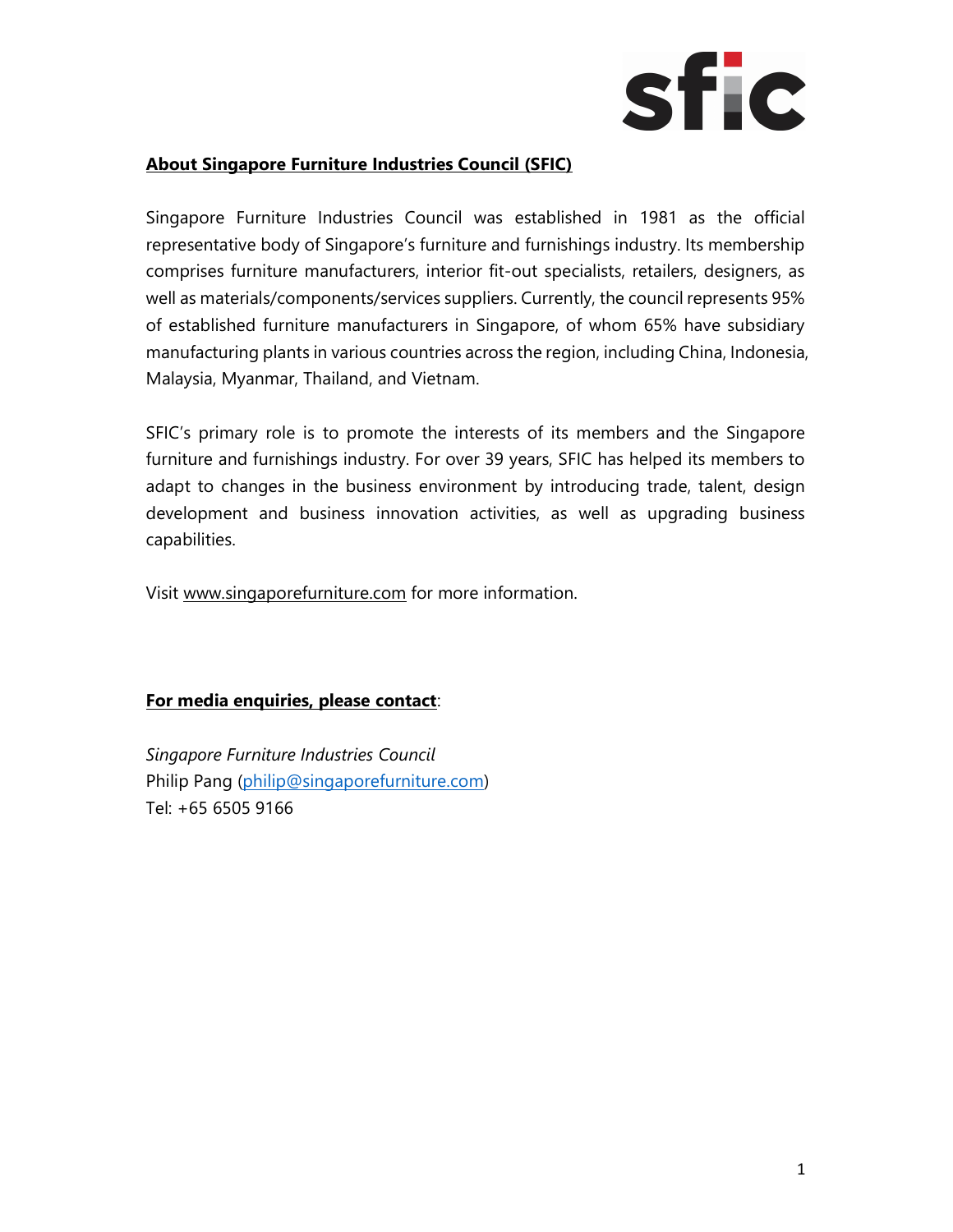**About Singapore Furniture Industries Council (SFIC)**

Singapore Furniture Industries Council was established in 1981 as the official representative body of Singapore's furniture and furnishings industry. Its membership comprises furniture manufacturers, interior fit-out specialists, retailers, designers, as well as materials/components/services suppliers. Currently, the council represents 95% of established furniture manufacturers in Singapore, of whom 65% have subsidiary manufacturing plants in various countries across the region, including China, Indonesia, Malaysia, Myanmar, Thailand, and Vietnam.

SFIC's primary role is to promote the interests of its members and the Singapore furniture and furnishings industry. For over 39 years, SFIC has helped its members to adapt to changes in the business environment by introducing trade, talent, design development and business innovation activities, as well as upgrading business capabilities.

Visit www.singaporefurniture.com for more information.

**For media enquiries, please contact**:

*Singapore Furniture Industries Council*
Philip Pang (philip@singaporefurniture.com)
Tel: +65 6505 9166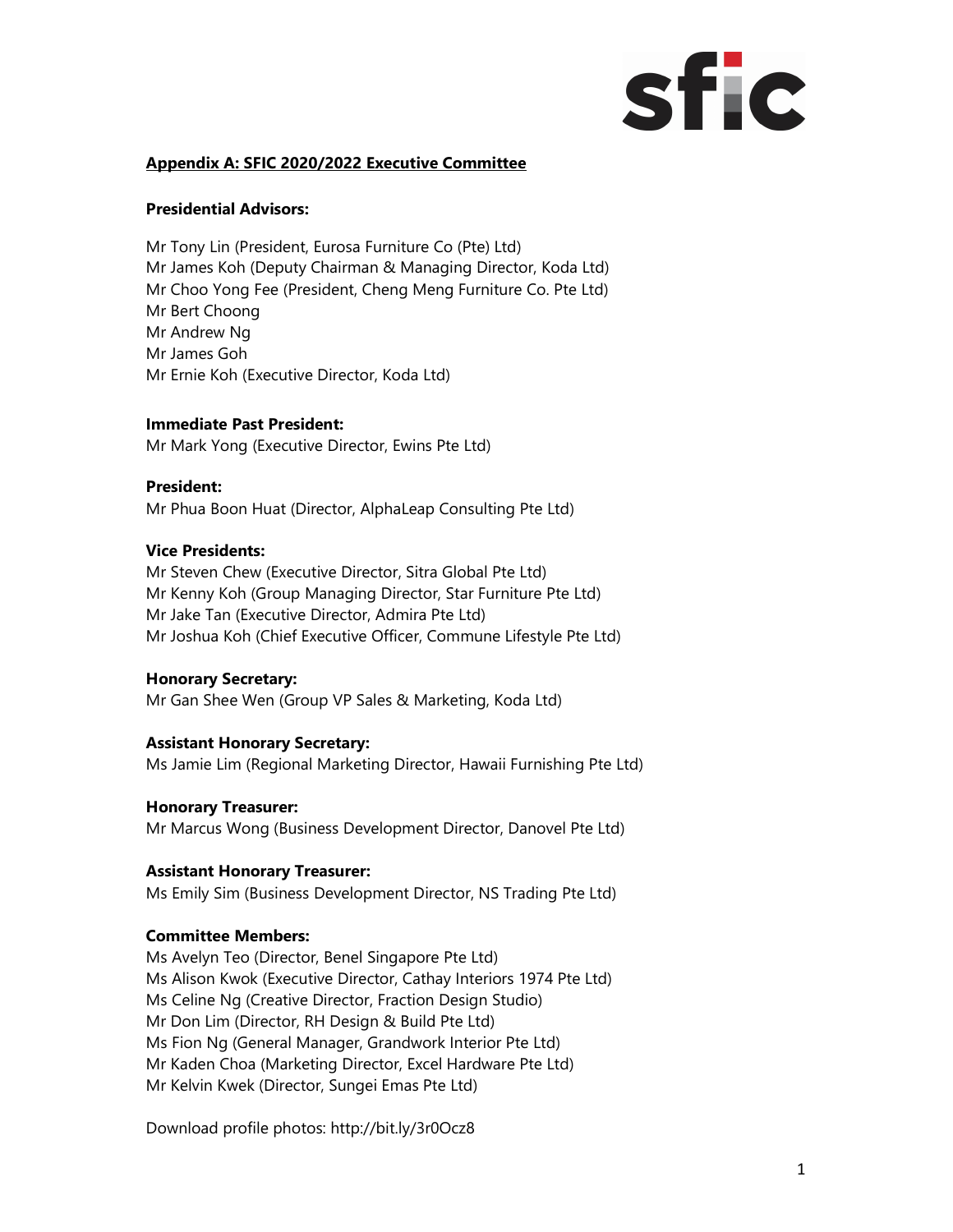**Appendix A: SFIC 2020/2022 Executive Committee**

**Presidential Advisors:**

Mr Tony Lin (President, Eurosa Furniture Co (Pte) Ltd)
Mr James Koh (Deputy Chairman & Managing Director, Koda Ltd)
Mr Choo Yong Fee (President, Cheng Meng Furniture Co. Pte Ltd)
Mr Bert Choong
Mr Andrew Ng
Mr James Goh
Mr Ernie Koh (Executive Director, Koda Ltd)

**Immediate Past President:**
Mr Mark Yong (Executive Director, Ewins Pte Ltd)

**President:**
Mr Phua Boon Huat (Director, AlphaLeap Consulting Pte Ltd)

**Vice Presidents:**
Mr Steven Chew (Executive Director, Sitra Global Pte Ltd)
Mr Kenny Koh (Group Managing Director, Star Furniture Pte Ltd)
Mr Jake Tan (Executive Director, Admira Pte Ltd)
Mr Joshua Koh (Chief Executive Officer, Commune Lifestyle Pte Ltd)

**Honorary Secretary:**
Mr Gan Shee Wen (Group VP Sales & Marketing, Koda Ltd)

**Assistant Honorary Secretary:**
Ms Jamie Lim (Regional Marketing Director, Hawaii Furnishing Pte Ltd)

**Honorary Treasurer:**
Mr Marcus Wong (Business Development Director, Danovel Pte Ltd)

**Assistant Honorary Treasurer:**
Ms Emily Sim (Business Development Director, NS Trading Pte Ltd)

**Committee Members:**
Ms Avelyn Teo (Director, Benel Singapore Pte Ltd)
Ms Alison Kwok (Executive Director, Cathay Interiors 1974 Pte Ltd)
Ms Celine Ng (Creative Director, Fraction Design Studio)
Mr Don Lim (Director, RH Design & Build Pte Ltd)
Ms Fion Ng (General Manager, Grandwork Interior Pte Ltd)
Mr Kaden Choa (Marketing Director, Excel Hardware Pte Ltd)
Mr Kelvin Kwek (Director, Sungei Emas Pte Ltd)

Download profile photos: http://bit.ly/3r0Ocz8